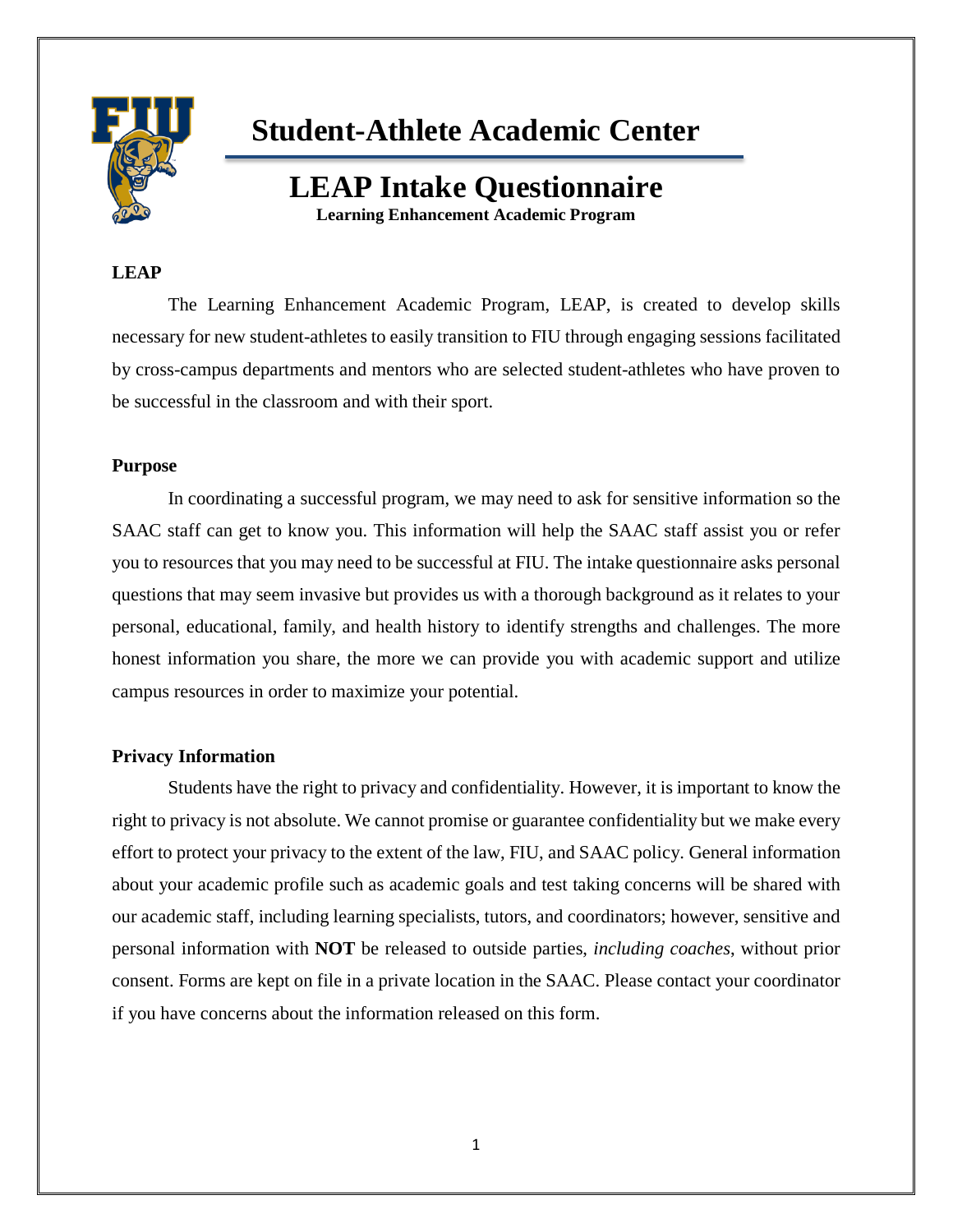# Student-Athlete Academic Center

## LEAP Intake Questionnaire

**Learning Enhancement Academic Program**

### LEAP

The Learning Enhancement Academic Program, LEAP, is created to develop skills necessary for new student-athletes to easily transition to FIU through engaging sessions facilitated by cross-campus departments and mentors who are selected student-athletes who have proven to be successful in the classroom and with their sport.

### Purpose

In coordinating a successful program, we may need to ask for sensitive information so the SAAC staff can get to know you. This information will help the SAAC staff assist you or refer you to resources that you may need to be successful at FIU. The intake questionnaire asks personal questions that may seem invasive but provides us with a thorough background as it relates to your personal, educational, family, and health history to identify strengths and challenges. The more honest information you share, the more we can provide you with academic support and utilize campus resources in order to maximize your potential.

### Privacy Information

Students have the right to privacy and confidentiality. However, it is important to know the right to privacy is not absolute. We cannot promise or guarantee confidentiality but we make every effort to protect your privacy to the extent of the law, FIU, and SAAC policy. General information about your academic profile such as academic goals and test taking concerns will be shared with our academic staff, including learning specialists, tutors, and coordinators; however, sensitive and personal information with **NOT** be released to outside parties, *including coaches*, without prior consent. Forms are kept on file in a private location in the SAAC. Please contact your coordinator if you have concerns about the information released on this form.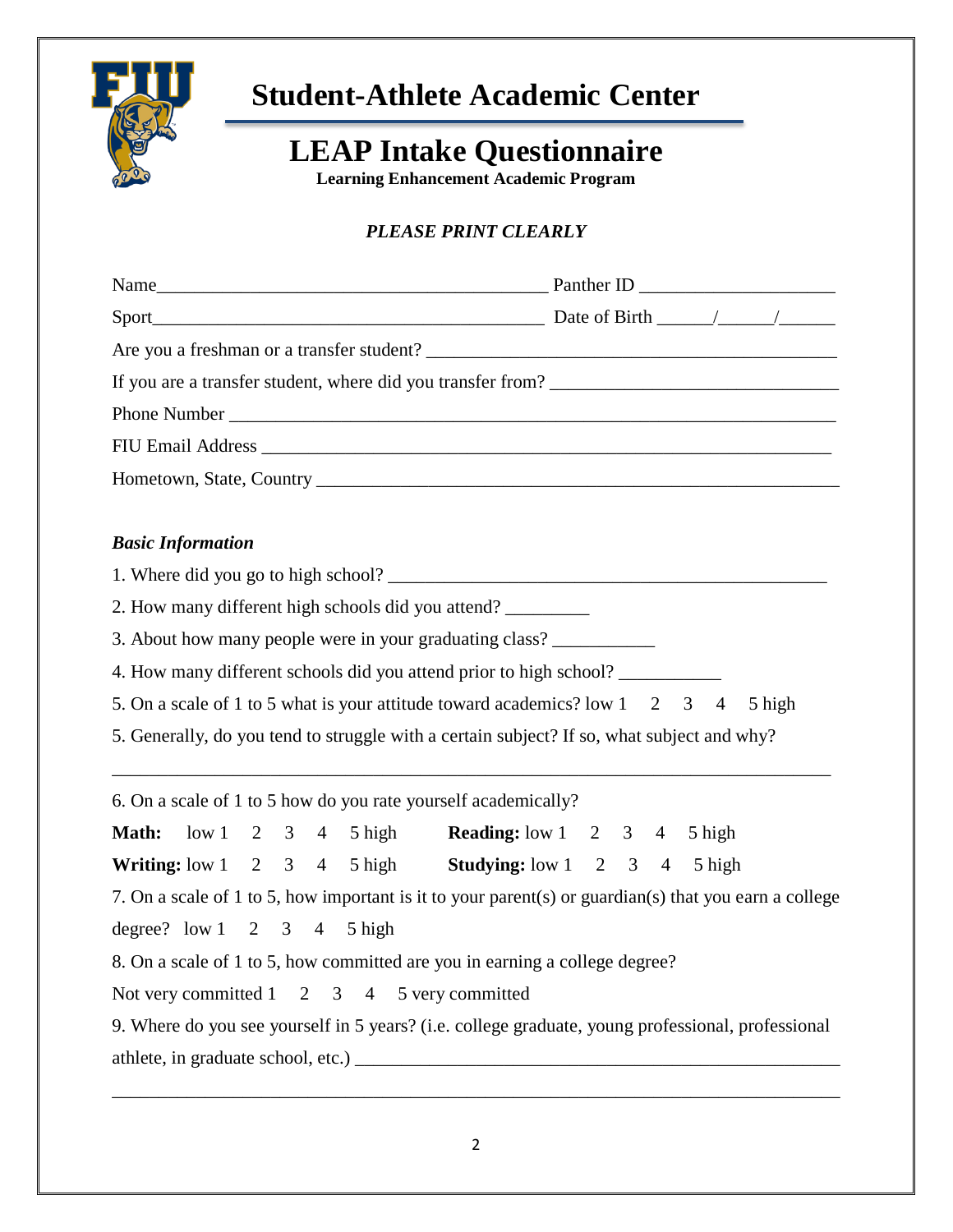# Student-Athlete Academic Center

## LEAP Intake Questionnaire

**Learning Enhancement Academic Program**

***PLEASE PRINT CLEARLY***

Name__________________________________________ Panther ID ____________________

Sport__________________________________________ Date of Birth ______/______/______

Are you a freshman or a transfer student? ___________________________________________

If you are a transfer student, where did you transfer from? _____________________________

Phone Number _________________________________________________________________

FIU Email Address ______________________________________________________________

Hometown, State, Country _______________________________________________________

***Basic Information***

1. Where did you go to high school? ______________________________________________

2. How many different high schools did you attend? _________

3. About how many people were in your graduating class? ___________

4. How many different schools did you attend prior to high school? ___________

5. On a scale of 1 to 5 what is your attitude toward academics? low 1 2 3 4 5 high

5. Generally, do you tend to struggle with a certain subject? If so, what subject and why?

_____________________________________________________________________________

6. On a scale of 1 to 5 how do you rate yourself academically?

**Math:** low 1 2 3 4 5 high **Reading:** low 1 2 3 4 5 high

**Writing:** low 1 2 3 4 5 high **Studying:** low 1 2 3 4 5 high

7. On a scale of 1 to 5, how important is it to your parent(s) or guardian(s) that you earn a college degree? low 1 2 3 4 5 high

8. On a scale of 1 to 5, how committed are you in earning a college degree?

Not very committed 1 2 3 4 5 very committed

9. Where do you see yourself in 5 years? (i.e. college graduate, young professional, professional athlete, in graduate school, etc.) _____________________________________________________

_____________________________________________________________________________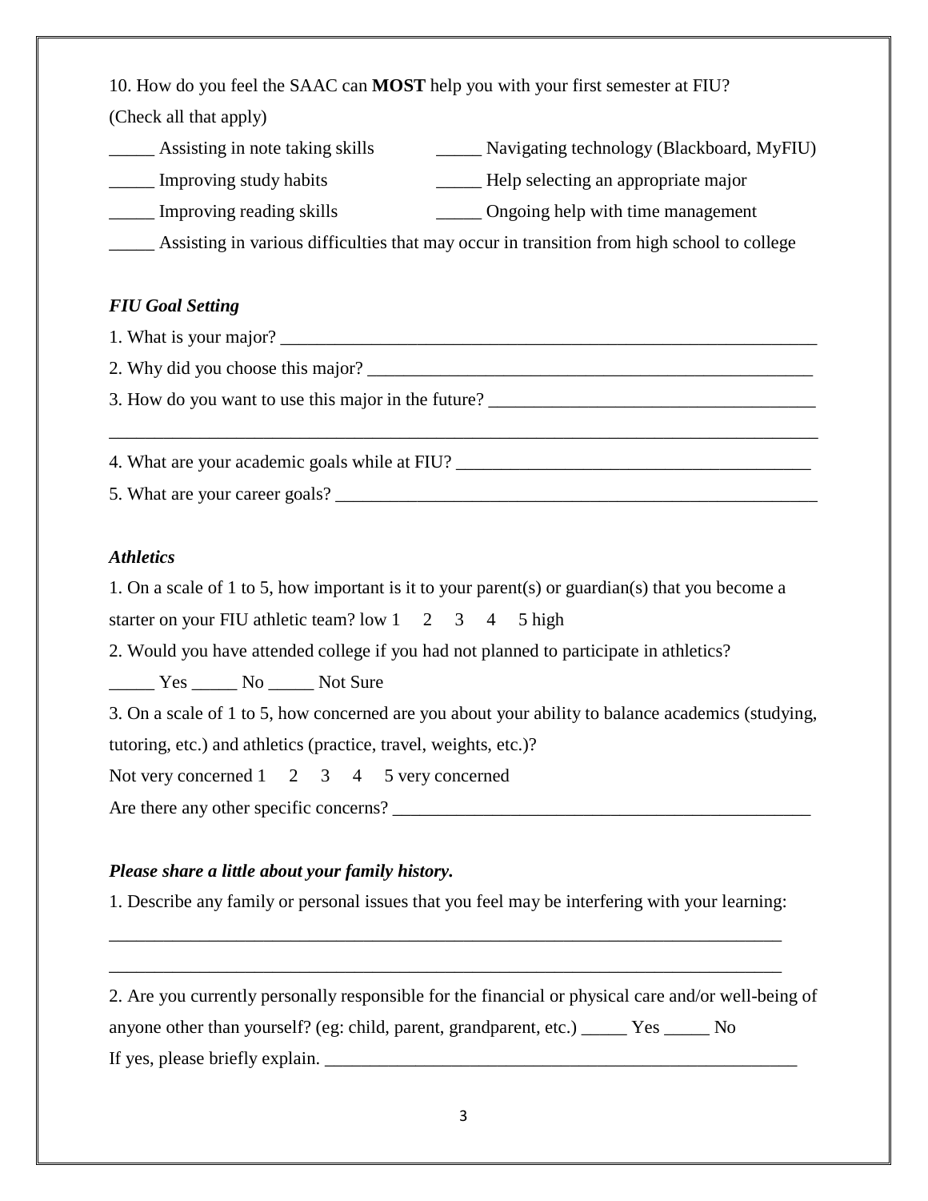10. How do you feel the SAAC can **MOST** help you with your first semester at FIU? (Check all that apply)

_____ Assisting in note taking skills

_____ Navigating technology (Blackboard, MyFIU)

_____ Improving study habits

_____ Help selecting an appropriate major

_____ Improving reading skills

_____ Ongoing help with time management

_____ Assisting in various difficulties that may occur in transition from high school to college

### *FIU Goal Setting*

1. What is your major? ______________________________________________________________

2. Why did you choose this major? ___________________________________________________

3. How do you want to use this major in the future? ____________________________________

_____________________________________________________________________________

4. What are your academic goals while at FIU? ________________________________________

5. What are your career goals? _____________________________________________________

### *Athletics*

1. On a scale of 1 to 5, how important is it to your parent(s) or guardian(s) that you become a starter on your FIU athletic team? low 1 2 3 4 5 high

2. Would you have attended college if you had not planned to participate in athletics?

_____ Yes _____ No _____ Not Sure

3. On a scale of 1 to 5, how concerned are you about your ability to balance academics (studying, tutoring, etc.) and athletics (practice, travel, weights, etc.)?

Not very concerned 1 2 3 4 5 very concerned

Are there any other specific concerns? _______________________________________________

### *Please share a little about your family history.*

1. Describe any family or personal issues that you feel may be interfering with your learning:

_____________________________________________________________________________

_____________________________________________________________________________

2. Are you currently personally responsible for the financial or physical care and/or well-being of anyone other than yourself? (eg: child, parent, grandparent, etc.) _____ Yes _____ No

If yes, please briefly explain. ______________________________________________________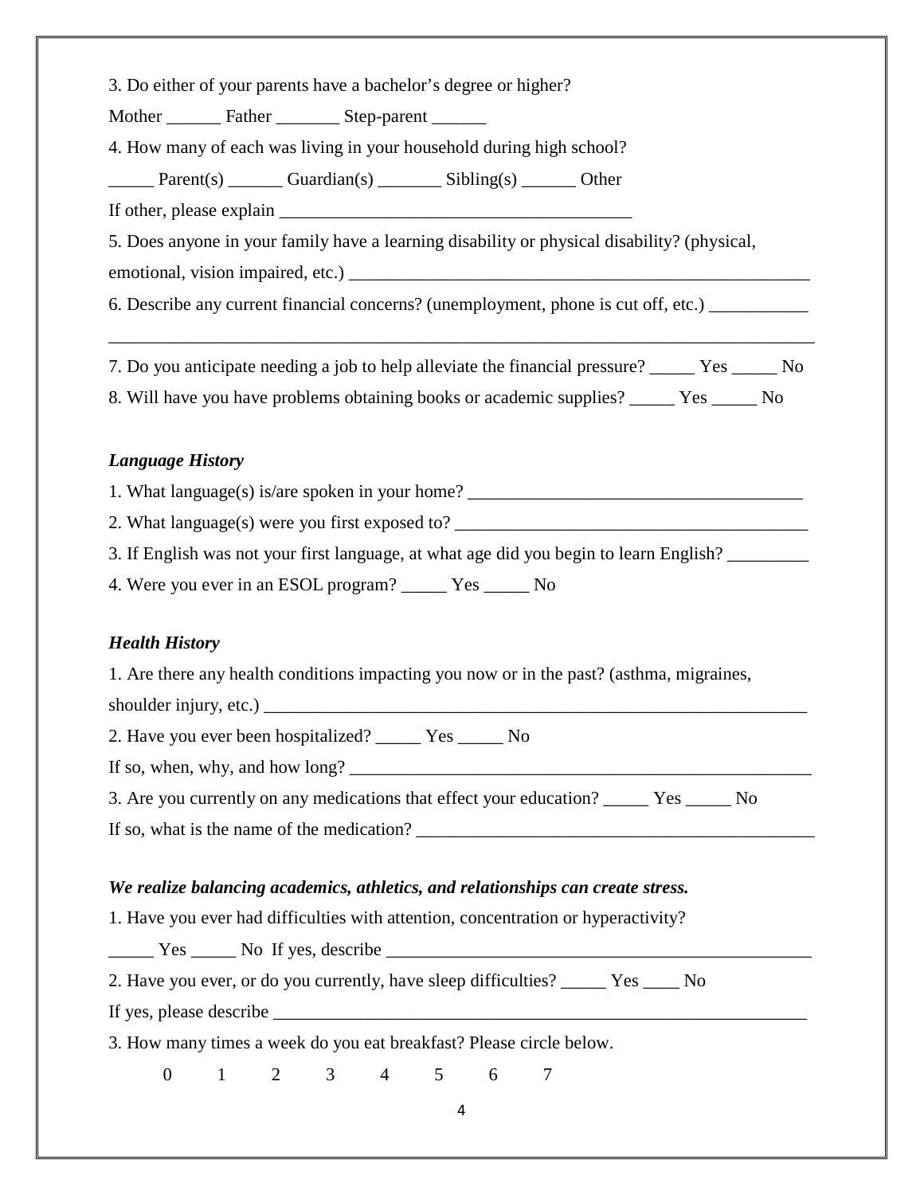3. Do either of your parents have a bachelor's degree or higher?

Mother ______ Father _______ Step-parent ______

4. How many of each was living in your household during high school?

_____ Parent(s) ______ Guardian(s) _______ Sibling(s) ______ Other

If other, please explain _______________________________________

5. Does anyone in your family have a learning disability or physical disability? (physical, emotional, vision impaired, etc.) _____________________________________________________

6. Describe any current financial concerns? (unemployment, phone is cut off, etc.) ___________

_________________________________________________________________________________

7. Do you anticipate needing a job to help alleviate the financial pressure? _____ Yes _____ No

8. Will have you have problems obtaining books or academic supplies? _____ Yes _____ No

***Language History***

1. What language(s) is/are spoken in your home? _____________________________________

2. What language(s) were you first exposed to? _______________________________________

3. If English was not your first language, at what age did you begin to learn English? _________

4. Were you ever in an ESOL program? _____ Yes _____ No

***Health History***

1. Are there any health conditions impacting you now or in the past? (asthma, migraines, shoulder injury, etc.) _______________________________________________________________

2. Have you ever been hospitalized? _____ Yes _____ No

If so, when, why, and how long? _____________________________________________________

3. Are you currently on any medications that effect your education? _____ Yes _____ No

If so, what is the name of the medication? _____________________________________________

***We realize balancing academics, athletics, and relationships can create stress.***

1. Have you ever had difficulties with attention, concentration or hyperactivity?

_____ Yes _____ No If yes, describe _________________________________________________

2. Have you ever, or do you currently, have sleep difficulties? _____ Yes ____ No

If yes, please describe _____________________________________________________________

3. How many times a week do you eat breakfast? Please circle below.

0 1 2 3 4 5 6 7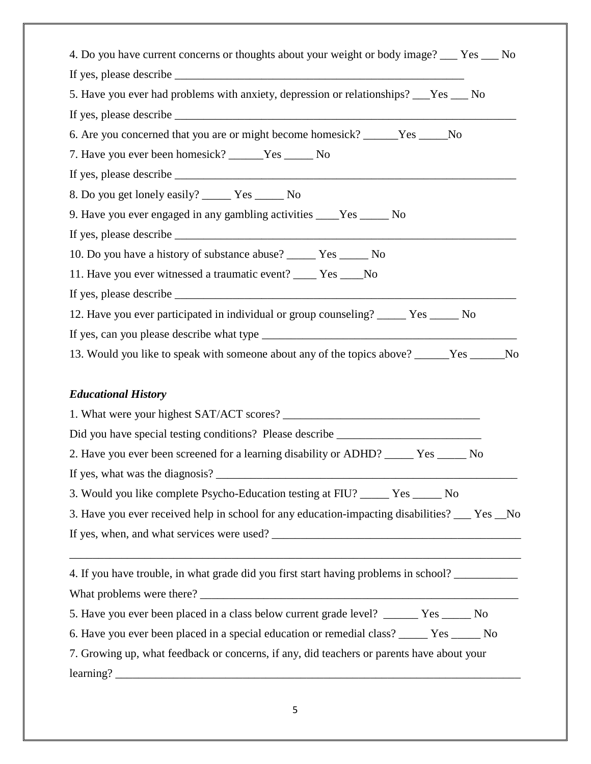4. Do you have current concerns or thoughts about your weight or body image? ___ Yes ___ No

If yes, please describe ____________________________________________________

5. Have you ever had problems with anxiety, depression or relationships? ___Yes ___ No

If yes, please describe ____________________________________________________________

6. Are you concerned that you are or might become homesick? ______Yes _____No

7. Have you ever been homesick? ______Yes _____ No

If yes, please describe ____________________________________________________________

8. Do you get lonely easily? _____ Yes _____ No

9. Have you ever engaged in any gambling activities ____Yes _____ No

If yes, please describe ____________________________________________________________

10. Do you have a history of substance abuse? _____ Yes _____ No

11. Have you ever witnessed a traumatic event? ____ Yes ____No

If yes, please describe ____________________________________________________________

12. Have you ever participated in individual or group counseling? _____ Yes _____ No

If yes, can you please describe what type _____________________________________________

13. Would you like to speak with someone about any of the topics above? ______Yes ______No

### *Educational History*

1. What were your highest SAT/ACT scores? __________________________________

Did you have special testing conditions? Please describe ________________________

2. Have you ever been screened for a learning disability or ADHD? _____ Yes _____ No

If yes, what was the diagnosis? ______________________________________________________

3. Would you like complete Psycho-Education testing at FIU? _____ Yes _____ No

3. Have you ever received help in school for any education-impacting disabilities? ___ Yes __No

If yes, when, and what services were used? ___________________________________________

_____________________________________________________________________________

4. If you have trouble, in what grade did you first start having problems in school? ___________

What problems were there? _________________________________________________________

5. Have you ever been placed in a class below current grade level? ______ Yes _____ No

6. Have you ever been placed in a special education or remedial class? _____ Yes _____ No

7. Growing up, what feedback or concerns, if any, did teachers or parents have about your learning? ______________________________________________________________________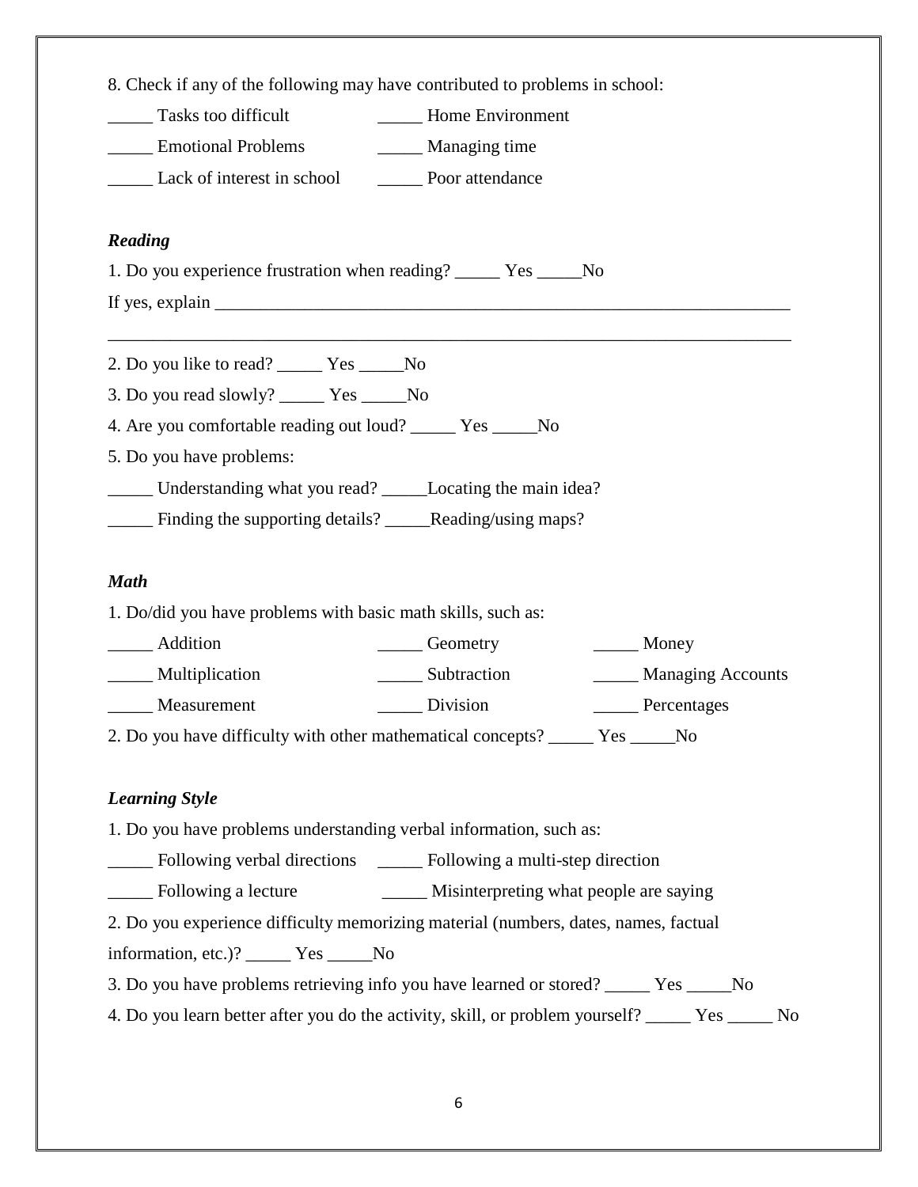8. Check if any of the following may have contributed to problems in school:

_____ Tasks too difficult _____ Home Environment

_____ Emotional Problems _____ Managing time

_____ Lack of interest in school _____ Poor attendance

### *Reading*

1. Do you experience frustration when reading? _____ Yes _____No

If yes, explain ____________________________________________________________________

____________________________________________________________________________

2. Do you like to read? _____ Yes _____No

3. Do you read slowly? _____ Yes _____No

4. Are you comfortable reading out loud? _____ Yes _____No

5. Do you have problems:

_____ Understanding what you read? _____Locating the main idea?

_____ Finding the supporting details? _____Reading/using maps?

### *Math*

1. Do/did you have problems with basic math skills, such as:

_____ Addition _____ Geometry _____ Money

_____ Multiplication _____ Subtraction _____ Managing Accounts

_____ Measurement _____ Division _____ Percentages

2. Do you have difficulty with other mathematical concepts? _____ Yes _____No

### *Learning Style*

1. Do you have problems understanding verbal information, such as:

_____ Following verbal directions _____ Following a multi-step direction

_____ Following a lecture _____ Misinterpreting what people are saying

2. Do you experience difficulty memorizing material (numbers, dates, names, factual information, etc.)? _____ Yes _____No

3. Do you have problems retrieving info you have learned or stored? _____ Yes _____No

4. Do you learn better after you do the activity, skill, or problem yourself? _____ Yes _____ No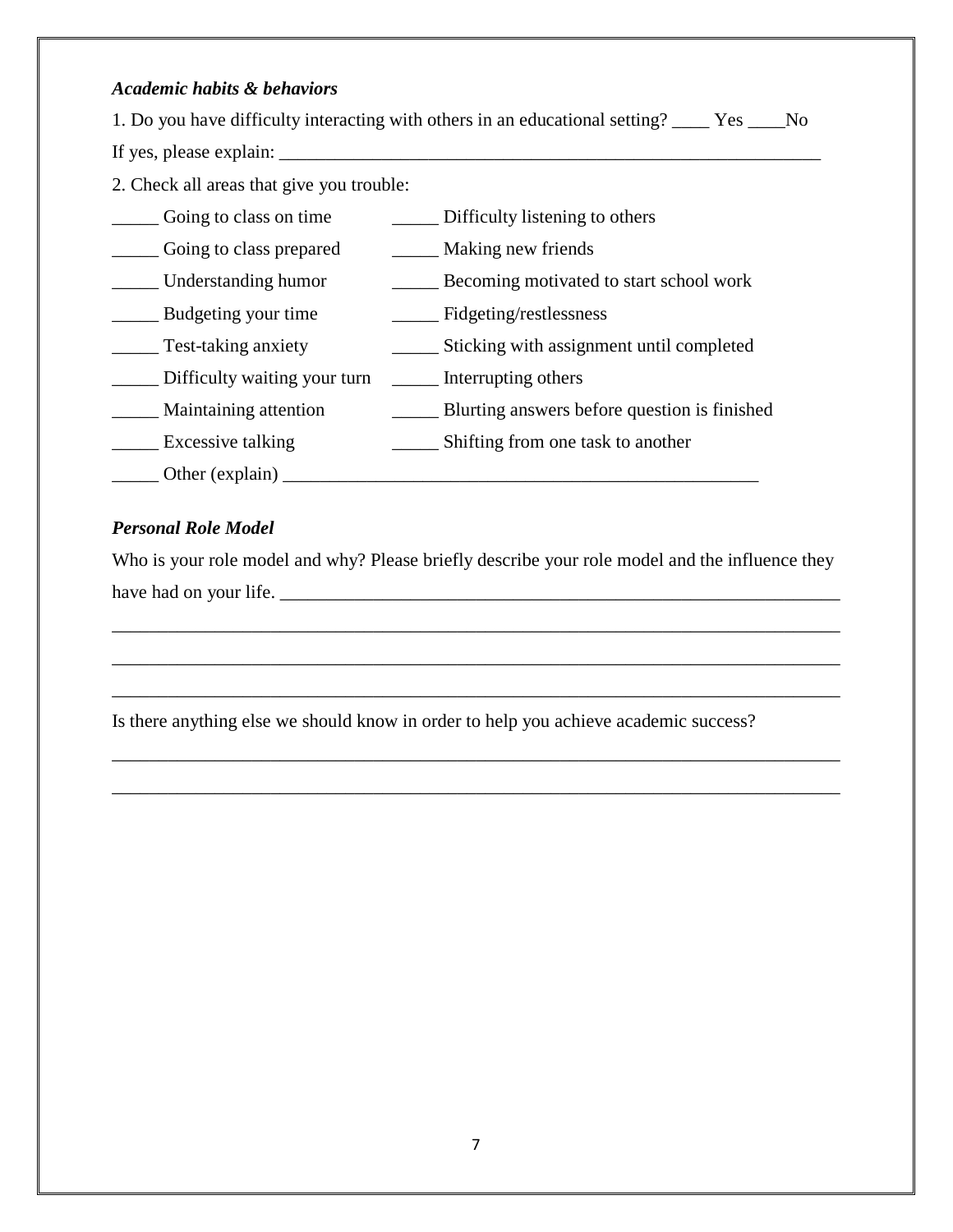***Academic habits & behaviors***

1. Do you have difficulty interacting with others in an educational setting? ____ Yes ____No

If yes, please explain: ____________________________________________________________

2. Check all areas that give you trouble:

_____ Going to class on time

_____ Going to class prepared

_____ Understanding humor

_____ Budgeting your time

_____ Test-taking anxiety

_____ Difficulty waiting your turn

_____ Maintaining attention

_____ Excessive talking

_____ Difficulty listening to others

_____ Making new friends

_____ Becoming motivated to start school work

_____ Fidgeting/restlessness

_____ Sticking with assignment until completed

_____ Interrupting others

_____ Blurting answers before question is finished

_____ Shifting from one task to another

_____ Other (explain) _____________________________________________________

***Personal Role Model***

Who is your role model and why? Please briefly describe your role model and the influence they have had on your life. _____________________________________________________________

_________________________________________________________________________________

_________________________________________________________________________________

_________________________________________________________________________________

Is there anything else we should know in order to help you achieve academic success?

_________________________________________________________________________________

_________________________________________________________________________________